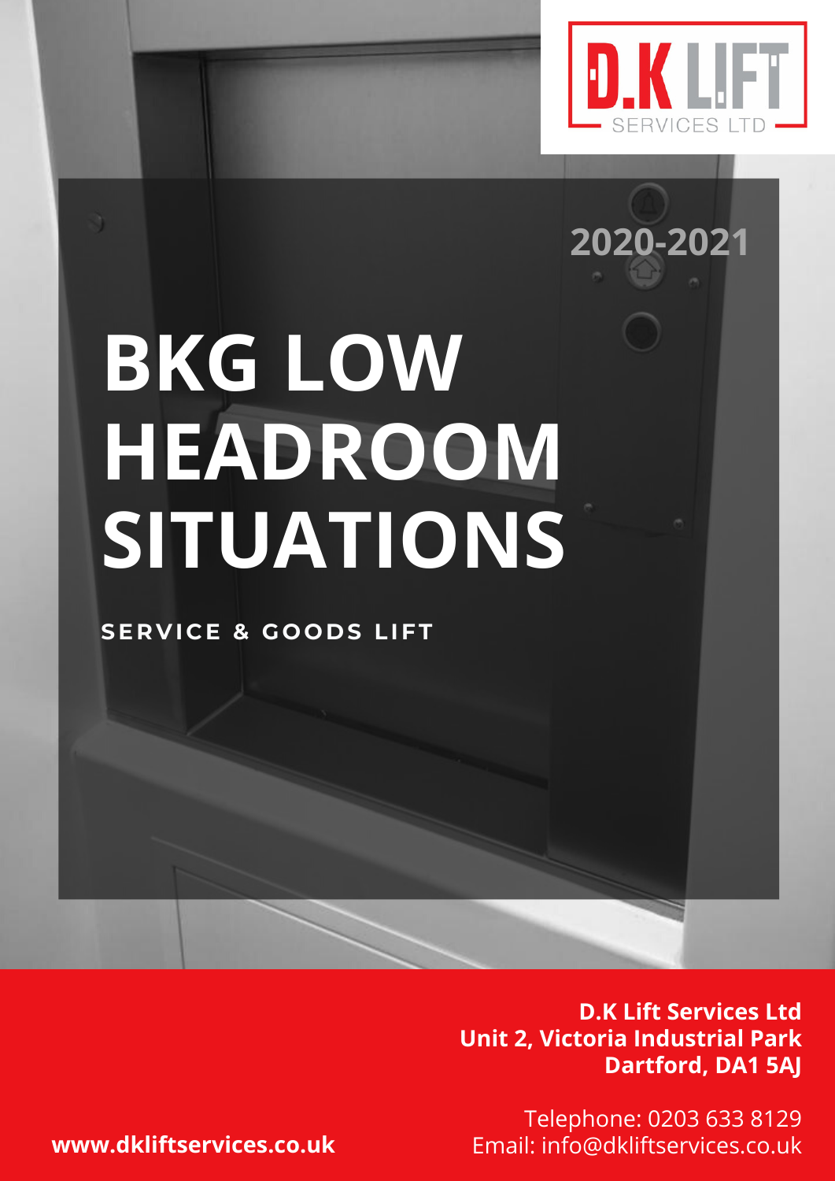D.K LIFT SERVICES LTD

2020-2021

# BKG LOW HEADROOM SITUATIONS

**SERVICE & GOODS LIFT**

**D.K Lift Services Ltd**
**Unit 2, Victoria Industrial Park**
**Dartford, DA1 5AJ**

Telephone: 0203 633 8129
Email: info@dkliftservices.co.uk

**www.dkliftservices.co.uk**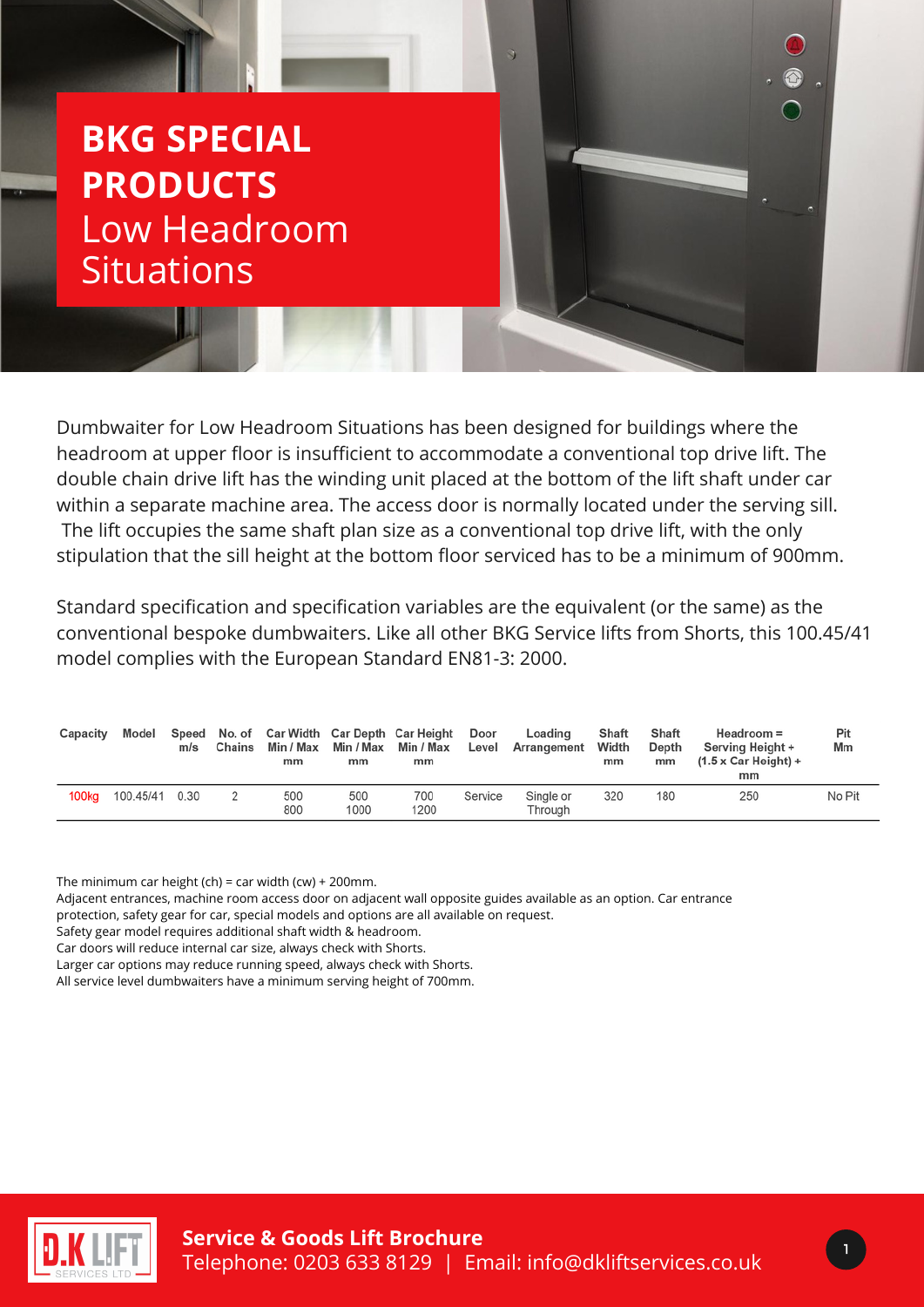# BKG SPECIAL PRODUCTS
## Low Headroom Situations

Dumbwaiter for Low Headroom Situations has been designed for buildings where the headroom at upper floor is insufficient to accommodate a conventional top drive lift. The double chain drive lift has the winding unit placed at the bottom of the lift shaft under car within a separate machine area. The access door is normally located under the serving sill. The lift occupies the same shaft plan size as a conventional top drive lift, with the only stipulation that the sill height at the bottom floor serviced has to be a minimum of 900mm.

Standard specification and specification variables are the equivalent (or the same) as the conventional bespoke dumbwaiters. Like all other BKG Service lifts from Shorts, this 100.45/41 model complies with the European Standard EN81-3: 2000.

| Capacity | Model | Speed m/s | No. of Chains | Car Width Min / Max mm | Car Depth Min / Max mm | Car Height Min / Max mm | Door Level | Loading Arrangement | Shaft Width mm | Shaft Depth mm | Headroom = Serving Height + (1.5 x Car Height) + mm | Pit Mm |
|---|---|---|---|---|---|---|---|---|---|---|---|---|
| 100kg | 100.45/41 | 0.30 | 2 | 500<br>800 | 500<br>1000 | 700<br>1200 | Service | Single or Through | 320 | 180 | 250 | No Pit |

The minimum car height (ch) = car width (cw) + 200mm.
Adjacent entrances, machine room access door on adjacent wall opposite guides available as an option. Car entrance protection, safety gear for car, special models and options are all available on request.
Safety gear model requires additional shaft width & headroom.
Car doors will reduce internal car size, always check with Shorts.
Larger car options may reduce running speed, always check with Shorts.
All service level dumbwaiters have a minimum serving height of 700mm.

**Service & Goods Lift Brochure**
Telephone: 0203 633 8129 | Email: info@dkliftservices.co.uk